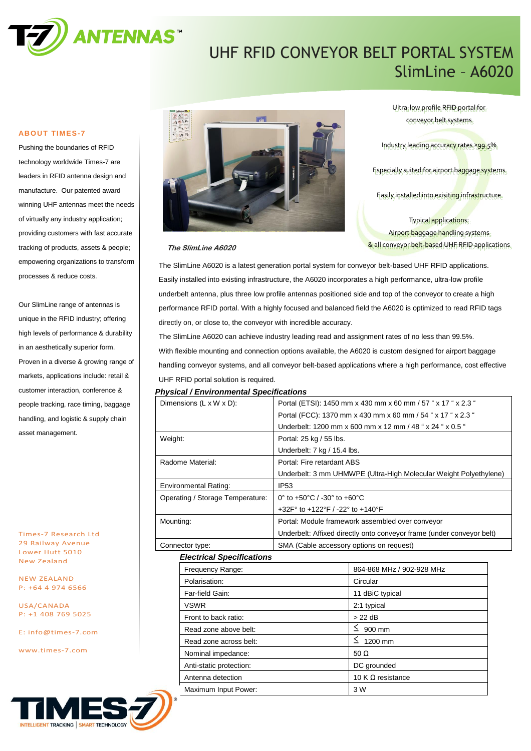# UHF RFID CONVEYOR BELT PORTAL SYSTEM
# SlimLine – A6020

Ultra-low profile RFID portal for conveyor belt systems

Industry leading accuracy rates ≥99.5%

Especially suited for airport baggage systems

Easily installed into exisiting infrastructure

Typical applications:
Airport baggage handling systems
& all conveyor belt-based UHF RFID applications

*The SlimLine A6020*

## ABOUT TIMES-7

Pushing the boundaries of RFID technology worldwide Times-7 are leaders in RFID antenna design and manufacture. Our patented award winning UHF antennas meet the needs of virtually any industry application; providing customers with fast accurate tracking of products, assets & people; empowering organizations to transform processes & reduce costs.

Our SlimLine range of antennas is unique in the RFID industry; offering high levels of performance & durability in an aesthetically superior form. Proven in a diverse & growing range of markets, applications include: retail & customer interaction, conference & people tracking, race timing, baggage handling, and logistic & supply chain asset management.

The SlimLine A6020 is a latest generation portal system for conveyor belt-based UHF RFID applications. Easily installed into existing infrastructure, the A6020 incorporates a high performance, ultra-low profile underbelt antenna, plus three low profile antennas positioned side and top of the conveyor to create a high performance RFID portal. With a highly focused and balanced field the A6020 is optimized to read RFID tags directly on, or close to, the conveyor with incredible accuracy.

The SlimLine A6020 can achieve industry leading read and assignment rates of no less than 99.5%.

With flexible mounting and connection options available, the A6020 is custom designed for airport baggage handling conveyor systems, and all conveyor belt-based applications where a high performance, cost effective UHF RFID portal solution is required.

### *Physical / Environmental Specifications*

| | |
|---|---|
| Dimensions (L x W x D): | Portal (ETSI): 1450 mm x 430 mm x 60 mm / 57 " x 17 " x 2.3 " |
| | Portal (FCC): 1370 mm x 430 mm x 60 mm / 54 " x 17 " x 2.3 " |
| | Underbelt: 1200 mm x 600 mm x 12 mm / 48 " x 24 " x 0.5 " |
| Weight: | Portal: 25 kg / 55 lbs. |
| | Underbelt: 7 kg / 15.4 lbs. |
| Radome Material: | Portal: Fire retardant ABS |
| | Underbelt: 3 mm UHMWPE (Ultra-High Molecular Weight Polyethylene) |
| Environmental Rating: | IP53 |
| Operating / Storage Temperature: | 0° to +50°C / -30° to +60°C |
| | +32F° to +122°F / -22° to +140°F |
| Mounting: | Portal: Module framework assembled over conveyor |
| | Underbelt: Affixed directly onto conveyor frame (under conveyor belt) |
| Connector type: | SMA (Cable accessory options on request) |

### *Electrical Specifications*

| | |
|---|---|
| Frequency Range: | 864-868 MHz / 902-928 MHz |
| Polarisation: | Circular |
| Far-field Gain: | 11 dBiC typical |
| VSWR | 2:1 typical |
| Front to back ratio: | > 22 dB |
| Read zone above belt: | ≤ 900 mm |
| Read zone across belt: | ≤ 1200 mm |
| Nominal impedance: | 50 Ω |
| Anti-static protection: | DC grounded |
| Antenna detection | 10 K Ω resistance |
| Maximum Input Power: | 3 W |

Times-7 Research Ltd
29 Railway Avenue
Lower Hutt 5010
New Zealand

NEW ZEALAND
P: +64 4 974 6566

USA/CANADA
P: +1 408 769 5025

E: info@times-7.com

www.times-7.com

TIMES-7 INTELLIGENT TRACKING | SMART TECHNOLOGY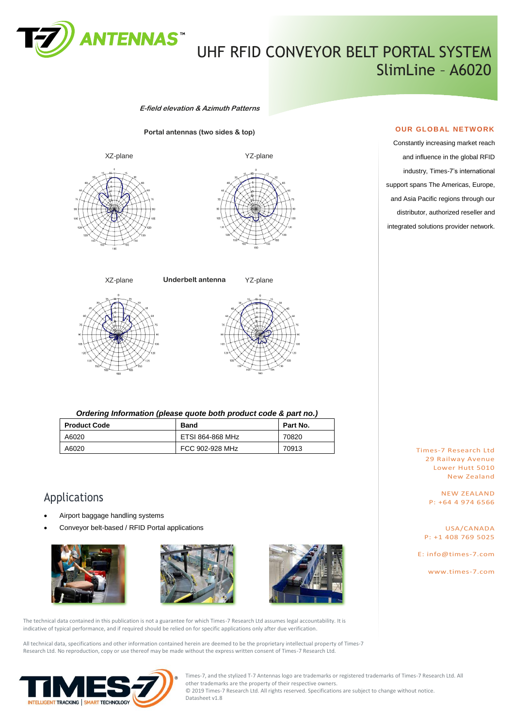# UHF RFID CONVEYOR BELT PORTAL SYSTEM
# SlimLine – A6020

***E-field elevation & Azimuth Patterns***

**Portal antennas (two sides & top)**

XZ-plane

YZ-plane

**Underbelt antenna**

XZ-plane

YZ-plane

***Ordering Information (please quote both product code & part no.)***

| Product Code | Band | Part No. |
|---|---|---|
| A6020 | ETSI 864-868 MHz | 70820 |
| A6020 | FCC 902-928 MHz | 70913 |

## Applications

- Airport baggage handling systems
- Conveyor belt-based / RFID Portal applications

The technical data contained in this publication is not a guarantee for which Times-7 Research Ltd assumes legal accountability. It is indicative of typical performance, and if required should be relied on for specific applications only after due verification.

All technical data, specifications and other information contained herein are deemed to be the proprietary intellectual property of Times-7 Research Ltd. No reproduction, copy or use thereof may be made without the express written consent of Times-7 Research Ltd.

**OUR GLOBAL NETWORK**

Constantly increasing market reach and influence in the global RFID industry, Times-7's international support spans The Americas, Europe, and Asia Pacific regions through our distributor, authorized reseller and integrated solutions provider network.

Times-7 Research Ltd
29 Railway Avenue
Lower Hutt 5010
New Zealand

NEW ZEALAND
P: +64 4 974 6566

USA/CANADA
P: +1 408 769 5025

E: info@times-7.com

www.times-7.com

Times-7, and the stylized T-7 Antennas logo are trademarks or registered trademarks of Times-7 Research Ltd. All other trademarks are the property of their respective owners.
© 2019 Times-7 Research Ltd. All rights reserved. Specifications are subject to change without notice.
Datasheet v1.8